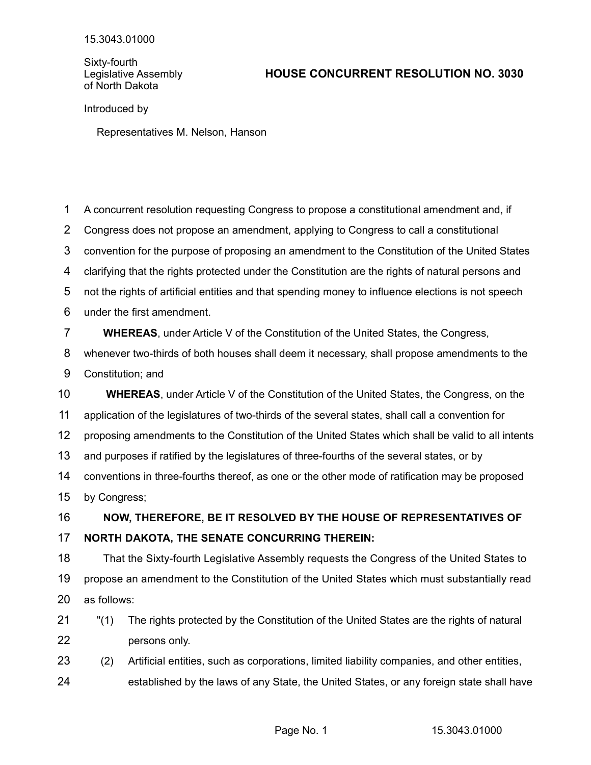15.3043.01000

Sixty-fourth
Legislative Assembly
of North Dakota

# HOUSE CONCURRENT RESOLUTION NO. 3030

Introduced by

Representatives M. Nelson, Hanson

A concurrent resolution requesting Congress to propose a constitutional amendment and, if Congress does not propose an amendment, applying to Congress to call a constitutional convention for the purpose of proposing an amendment to the Constitution of the United States clarifying that the rights protected under the Constitution are the rights of natural persons and not the rights of artificial entities and that spending money to influence elections is not speech under the first amendment.

**WHEREAS**, under Article V of the Constitution of the United States, the Congress, whenever two-thirds of both houses shall deem it necessary, shall propose amendments to the Constitution; and

**WHEREAS**, under Article V of the Constitution of the United States, the Congress, on the application of the legislatures of two-thirds of the several states, shall call a convention for proposing amendments to the Constitution of the United States which shall be valid to all intents and purposes if ratified by the legislatures of three-fourths of the several states, or by conventions in three-fourths thereof, as one or the other mode of ratification may be proposed by Congress;

**NOW, THEREFORE, BE IT RESOLVED BY THE HOUSE OF REPRESENTATIVES OF NORTH DAKOTA, THE SENATE CONCURRING THEREIN:**

That the Sixty-fourth Legislative Assembly requests the Congress of the United States to propose an amendment to the Constitution of the United States which must substantially read as follows:

"(1) The rights protected by the Constitution of the United States are the rights of natural persons only.

(2) Artificial entities, such as corporations, limited liability companies, and other entities, established by the laws of any State, the United States, or any foreign state shall have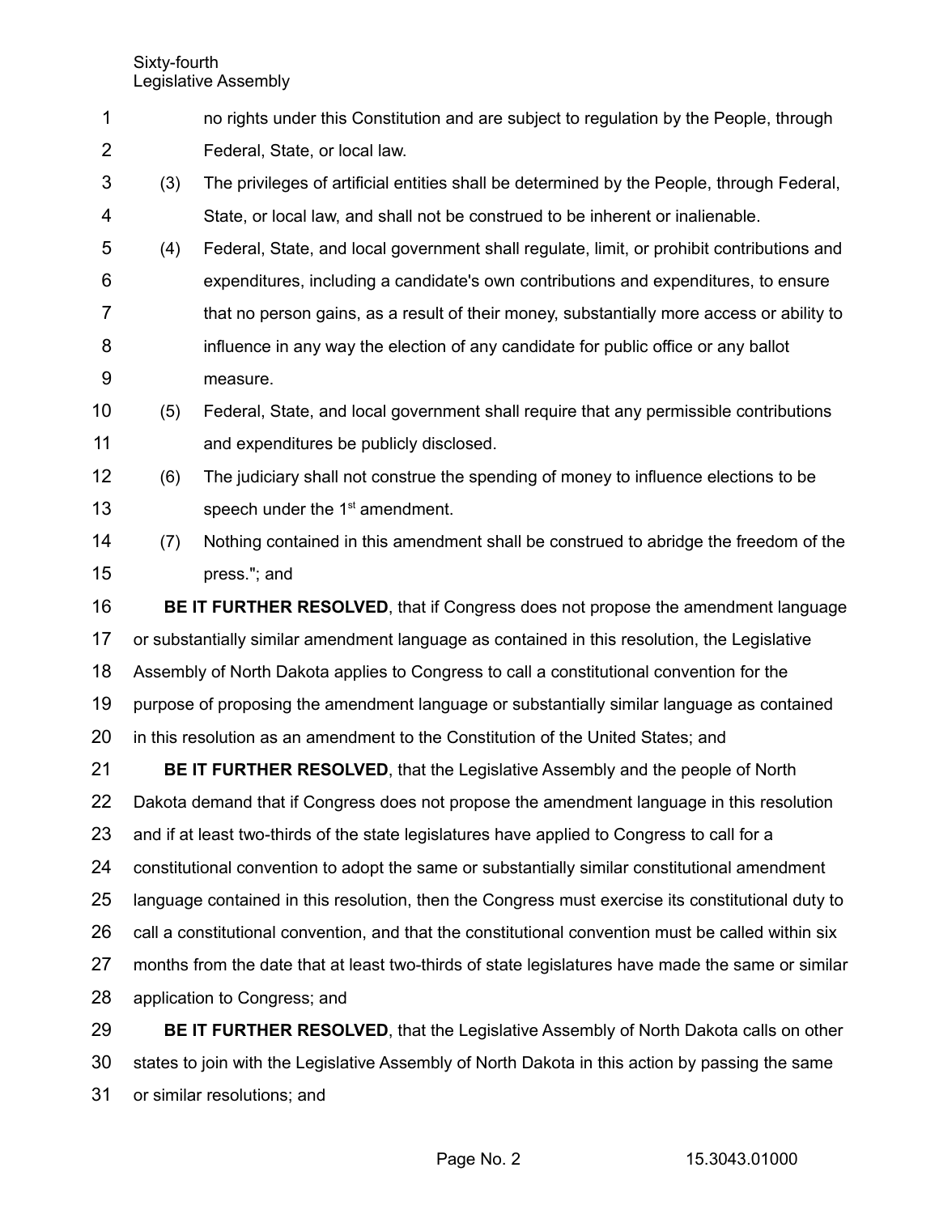no rights under this Constitution and are subject to regulation by the People, through Federal, State, or local law.

(3) The privileges of artificial entities shall be determined by the People, through Federal, State, or local law, and shall not be construed to be inherent or inalienable.

(4) Federal, State, and local government shall regulate, limit, or prohibit contributions and expenditures, including a candidate's own contributions and expenditures, to ensure that no person gains, as a result of their money, substantially more access or ability to influence in any way the election of any candidate for public office or any ballot measure.

(5) Federal, State, and local government shall require that any permissible contributions and expenditures be publicly disclosed.

(6) The judiciary shall not construe the spending of money to influence elections to be speech under the 1st amendment.

(7) Nothing contained in this amendment shall be construed to abridge the freedom of the press."; and

**BE IT FURTHER RESOLVED**, that if Congress does not propose the amendment language or substantially similar amendment language as contained in this resolution, the Legislative Assembly of North Dakota applies to Congress to call a constitutional convention for the purpose of proposing the amendment language or substantially similar language as contained in this resolution as an amendment to the Constitution of the United States; and

**BE IT FURTHER RESOLVED**, that the Legislative Assembly and the people of North Dakota demand that if Congress does not propose the amendment language in this resolution and if at least two-thirds of the state legislatures have applied to Congress to call for a constitutional convention to adopt the same or substantially similar constitutional amendment language contained in this resolution, then the Congress must exercise its constitutional duty to call a constitutional convention, and that the constitutional convention must be called within six months from the date that at least two-thirds of state legislatures have made the same or similar application to Congress; and

**BE IT FURTHER RESOLVED**, that the Legislative Assembly of North Dakota calls on other states to join with the Legislative Assembly of North Dakota in this action by passing the same or similar resolutions; and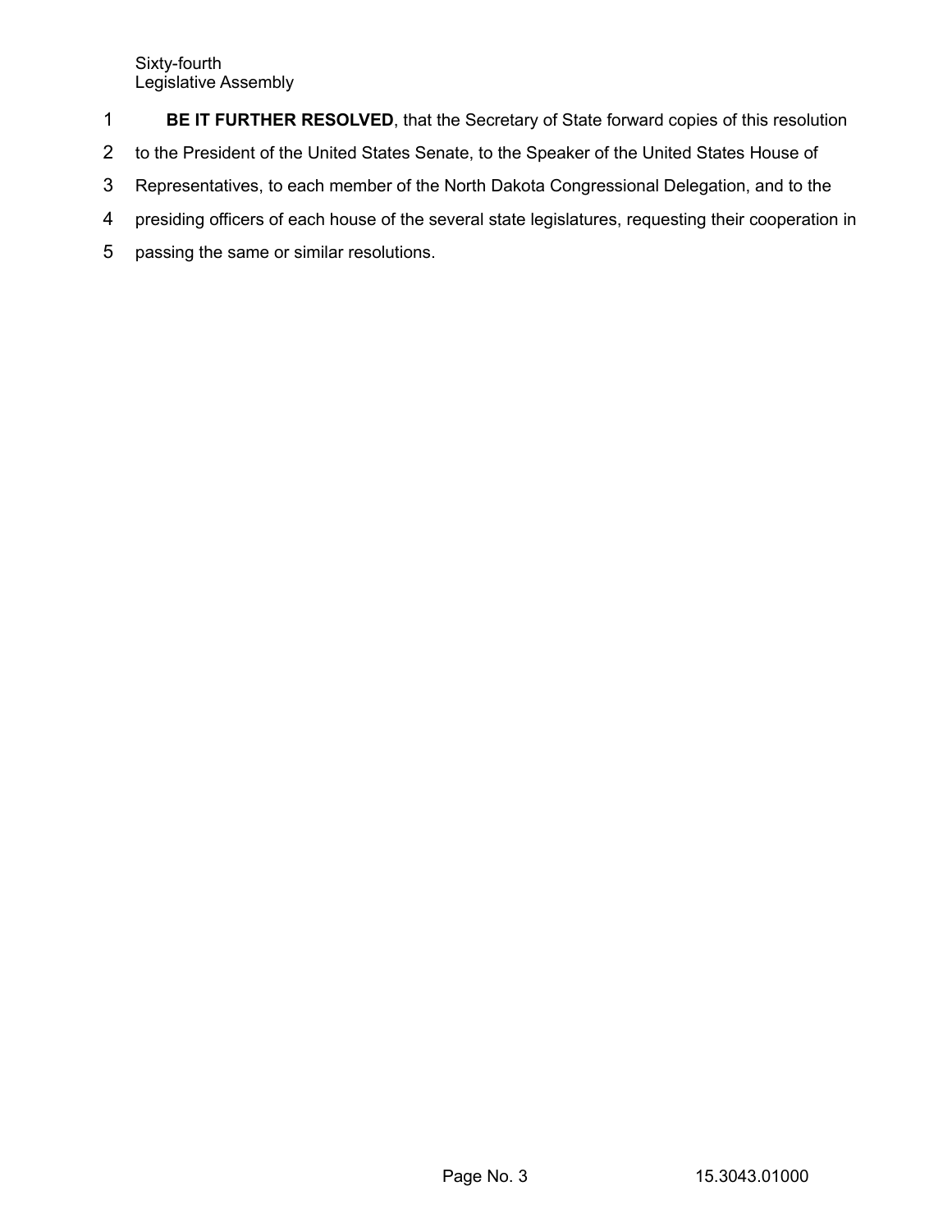**BE IT FURTHER RESOLVED**, that the Secretary of State forward copies of this resolution to the President of the United States Senate, to the Speaker of the United States House of Representatives, to each member of the North Dakota Congressional Delegation, and to the presiding officers of each house of the several state legislatures, requesting their cooperation in passing the same or similar resolutions.